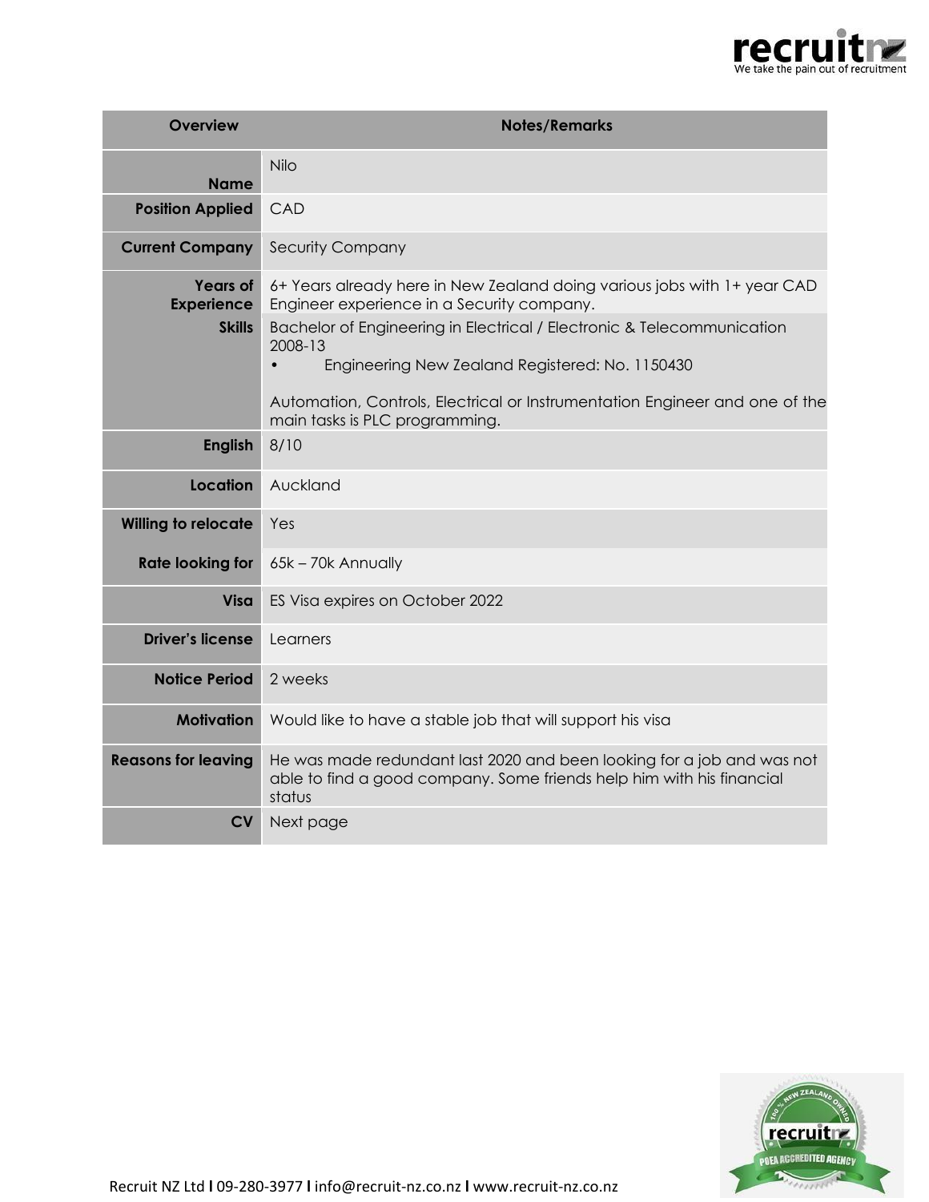| Overview | Notes/Remarks |
|---|---|
| **Name** | Nilo |
| **Position Applied** | CAD |
| **Current Company** | Security Company |
| **Years of Experience** | 6+ Years already here in New Zealand doing various jobs with 1+ year CAD Engineer experience in a Security company. |
| **Skills** | Bachelor of Engineering in Electrical / Electronic & Telecommunication 2008-13<br>• Engineering New Zealand Registered: No. 1150430<br><br>Automation, Controls, Electrical or Instrumentation Engineer and one of the main tasks is PLC programming. |
| **English** | 8/10 |
| **Location** | Auckland |
| **Willing to relocate** | Yes |
| **Rate looking for** | 65k – 70k Annually |
| **Visa** | ES Visa expires on October 2022 |
| **Driver's license** | Learners |
| **Notice Period** | 2 weeks |
| **Motivation** | Would like to have a stable job that will support his visa |
| **Reasons for leaving** | He was made redundant last 2020 and been looking for a job and was not able to find a good company. Some friends help him with his financial status |
| **CV** | Next page |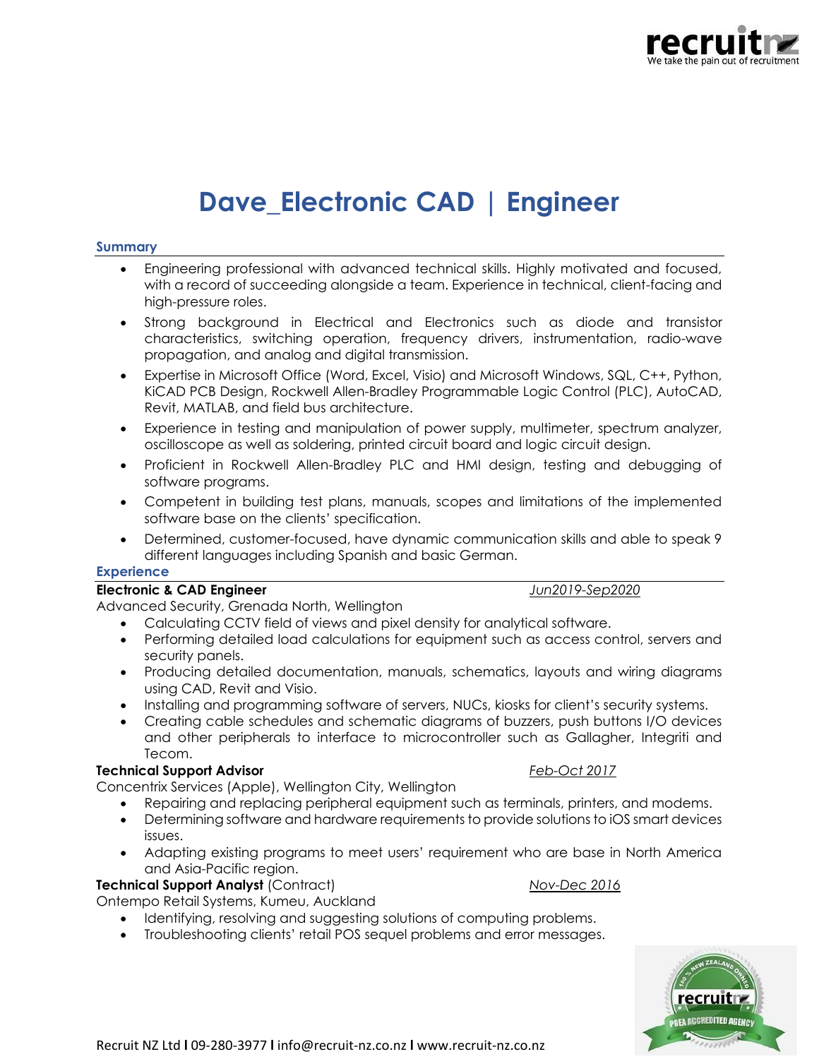# Dave_Electronic CAD | Engineer

## Summary

- Engineering professional with advanced technical skills. Highly motivated and focused, with a record of succeeding alongside a team. Experience in technical, client-facing and high-pressure roles.
- Strong background in Electrical and Electronics such as diode and transistor characteristics, switching operation, frequency drivers, instrumentation, radio-wave propagation, and analog and digital transmission.
- Expertise in Microsoft Office (Word, Excel, Visio) and Microsoft Windows, SQL, C++, Python, KiCAD PCB Design, Rockwell Allen-Bradley Programmable Logic Control (PLC), AutoCAD, Revit, MATLAB, and field bus architecture.
- Experience in testing and manipulation of power supply, multimeter, spectrum analyzer, oscilloscope as well as soldering, printed circuit board and logic circuit design.
- Proficient in Rockwell Allen-Bradley PLC and HMI design, testing and debugging of software programs.
- Competent in building test plans, manuals, scopes and limitations of the implemented software base on the clients' specification.
- Determined, customer-focused, have dynamic communication skills and able to speak 9 different languages including Spanish and basic German.

## Experience

**Electronic & CAD Engineer** *Jun2019-Sep2020*

Advanced Security, Grenada North, Wellington

- Calculating CCTV field of views and pixel density for analytical software.
- Performing detailed load calculations for equipment such as access control, servers and security panels.
- Producing detailed documentation, manuals, schematics, layouts and wiring diagrams using CAD, Revit and Visio.
- Installing and programming software of servers, NUCs, kiosks for client's security systems.
- Creating cable schedules and schematic diagrams of buzzers, push buttons I/O devices and other peripherals to interface to microcontroller such as Gallagher, Integriti and Tecom.

**Technical Support Advisor** *Feb-Oct 2017*

Concentrix Services (Apple), Wellington City, Wellington

- Repairing and replacing peripheral equipment such as terminals, printers, and modems.
- Determining software and hardware requirements to provide solutions to iOS smart devices issues.
- Adapting existing programs to meet users' requirement who are base in North America and Asia-Pacific region.

**Technical Support Analyst** (Contract) *Nov-Dec 2016*

Ontempo Retail Systems, Kumeu, Auckland

- Identifying, resolving and suggesting solutions of computing problems.
- Troubleshooting clients' retail POS sequel problems and error messages.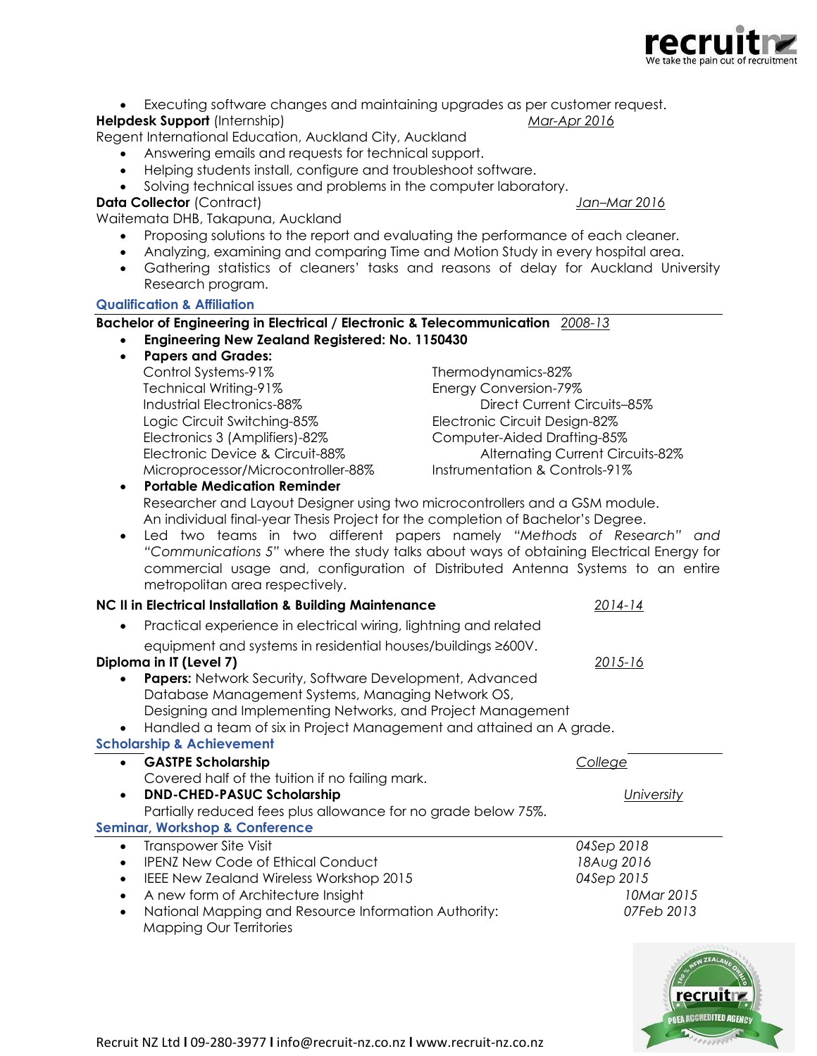- Executing software changes and maintaining upgrades as per customer request.

**Helpdesk Support** (Internship) *Mar-Apr 2016*

Regent International Education, Auckland City, Auckland

- Answering emails and requests for technical support.
- Helping students install, configure and troubleshoot software.
- Solving technical issues and problems in the computer laboratory.

**Data Collector** (Contract) *Jan–Mar 2016*

Waitemata DHB, Takapuna, Auckland

- Proposing solutions to the report and evaluating the performance of each cleaner.
- Analyzing, examining and comparing Time and Motion Study in every hospital area.
- Gathering statistics of cleaners' tasks and reasons of delay for Auckland University Research program.

## Qualification & Affiliation

**Bachelor of Engineering in Electrical / Electronic & Telecommunication** *2008-13*

- **Engineering New Zealand Registered: No. 1150430**
- **Papers and Grades:**
  - Control Systems-91%
  - Technical Writing-91%
  - Industrial Electronics-88%
  - Logic Circuit Switching-85%
  - Electronics 3 (Amplifiers)-82%
  - Electronic Device & Circuit-88%
  - Microprocessor/Microcontroller-88%
  - Thermodynamics-82%
  - Energy Conversion-79%
  - Direct Current Circuits–85%
  - Electronic Circuit Design-82%
  - Computer-Aided Drafting-85%
  - Alternating Current Circuits-82%
  - Instrumentation & Controls-91%
- **Portable Medication Reminder**
  Researcher and Layout Designer using two microcontrollers and a GSM module. An individual final-year Thesis Project for the completion of Bachelor's Degree.
- Led two teams in two different papers namely *"Methods of Research"* and *"Communications 5"* where the study talks about ways of obtaining Electrical Energy for commercial usage and, configuration of Distributed Antenna Systems to an entire metropolitan area respectively.

**NC II in Electrical Installation & Building Maintenance** *2014-14*

- Practical experience in electrical wiring, lightning and related equipment and systems in residential houses/buildings ≥600V.

**Diploma in IT (Level 7)** *2015-16*

- **Papers:** Network Security, Software Development, Advanced Database Management Systems, Managing Network OS, Designing and Implementing Networks, and Project Management
- Handled a team of six in Project Management and attained an A grade.

## Scholarship & Achievement

- **GASTPE Scholarship** *College*
  Covered half of the tuition if no failing mark.
- **DND-CHED-PASUC Scholarship** *University*
  Partially reduced fees plus allowance for no grade below 75%.

## Seminar, Workshop & Conference

- Transpower Site Visit — *04Sep 2018*
- IPENZ New Code of Ethical Conduct — *18Aug 2016*
- IEEE New Zealand Wireless Workshop 2015 — *04Sep 2015*
- A new form of Architecture Insight — *10Mar 2015*
- National Mapping and Resource Information Authority: Mapping Our Territories — *07Feb 2013*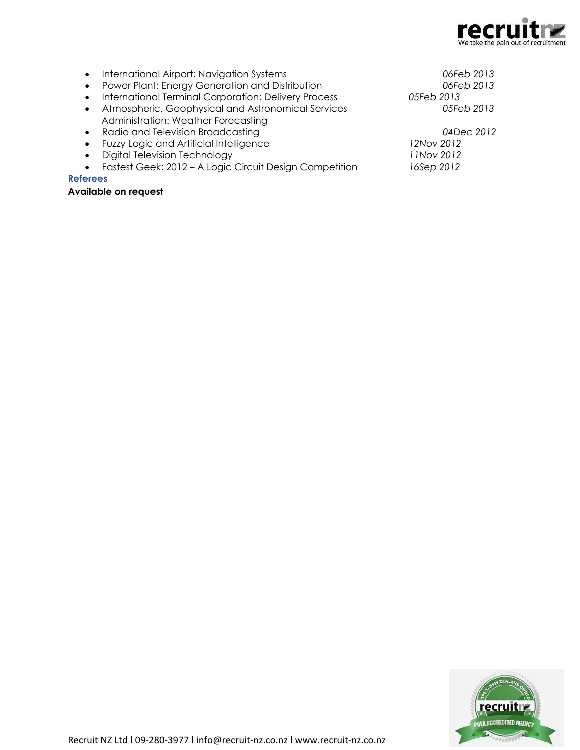- International Airport: Navigation Systems *06Feb 2013*
- Power Plant: Energy Generation and Distribution *06Feb 2013*
- International Terminal Corporation: Delivery Process *05Feb 2013*
- Atmospheric, Geophysical and Astronomical Services Administration: Weather Forecasting *05Feb 2013*
- Radio and Television Broadcasting *04Dec 2012*
- Fuzzy Logic and Artificial Intelligence *12Nov 2012*
- Digital Television Technology *11Nov 2012*
- Fastest Geek: 2012 – A Logic Circuit Design Competition *16Sep 2012*

## Referees

**Available on request**